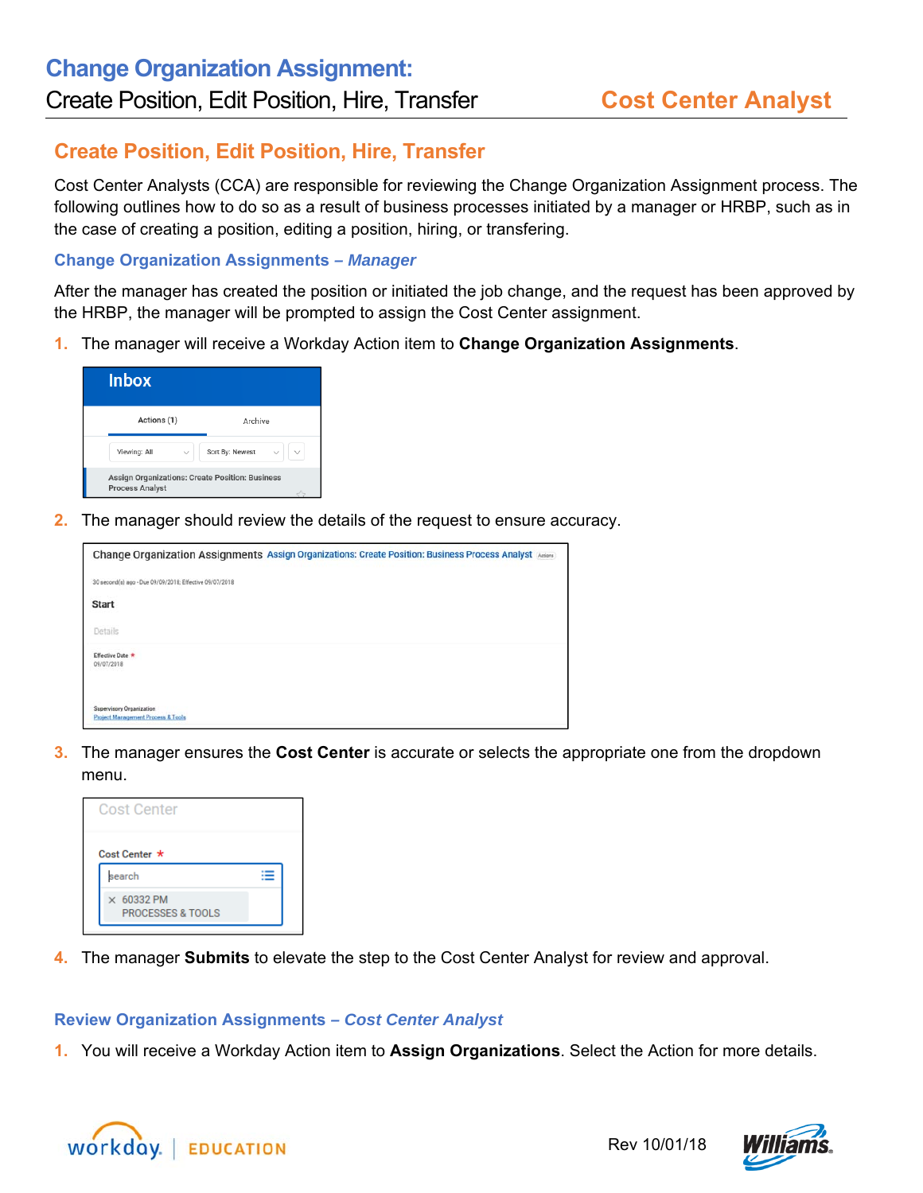# Change Organization Assignment:

Create Position, Edit Position, Hire, Transfer **Cost Center Analyst**

## Create Position, Edit Position, Hire, Transfer

Cost Center Analysts (CCA) are responsible for reviewing the Change Organization Assignment process. The following outlines how to do so as a result of business processes initiated by a manager or HRBP, such as in the case of creating a position, editing a position, hiring, or transfering.

### Change Organization Assignments – *Manager*

After the manager has created the position or initiated the job change, and the request has been approved by the HRBP, the manager will be prompted to assign the Cost Center assignment.

1. The manager will receive a Workday Action item to **Change Organization Assignments**.
2. The manager should review the details of the request to ensure accuracy.
3. The manager ensures the **Cost Center** is accurate or selects the appropriate one from the dropdown menu.
4. The manager **Submits** to elevate the step to the Cost Center Analyst for review and approval.

### Review Organization Assignments – *Cost Center Analyst*

1. You will receive a Workday Action item to **Assign Organizations**. Select the Action for more details.

Rev 10/01/18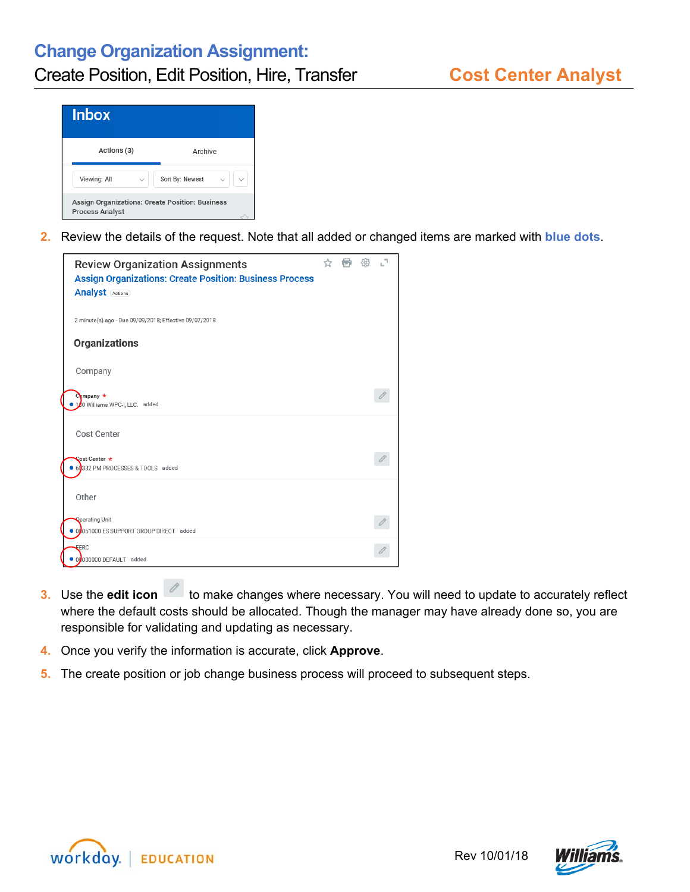# Change Organization Assignment:

Create Position, Edit Position, Hire, Transfer

**Cost Center Analyst**

Inbox

Actions (3) Archive

Viewing: All Sort By: Newest

Assign Organizations: Create Position: Business Process Analyst

2. Review the details of the request. Note that all added or changed items are marked with **blue dots**.

Review Organization Assignments

Assign Organizations: Create Position: Business Process Analyst Actions

2 minute(s) ago - Due 09/09/2018; Effective 09/07/2018

Organizations

Company

Company *
100 Williams WPC-I, LLC. added

Cost Center

Cost Center *
60332 PM PROCESSES & TOOLS added

Other

Operating Unit
00061000 ES SUPPORT GROUP DIRECT added

FERC
00000000 DEFAULT added

3. Use the **edit icon** to make changes where necessary. You will need to update to accurately reflect where the default costs should be allocated. Though the manager may have already done so, you are responsible for validating and updating as necessary.
4. Once you verify the information is accurate, click **Approve**.
5. The create position or job change business process will proceed to subsequent steps.

workday. | EDUCATION

Rev 10/01/18

Williams.